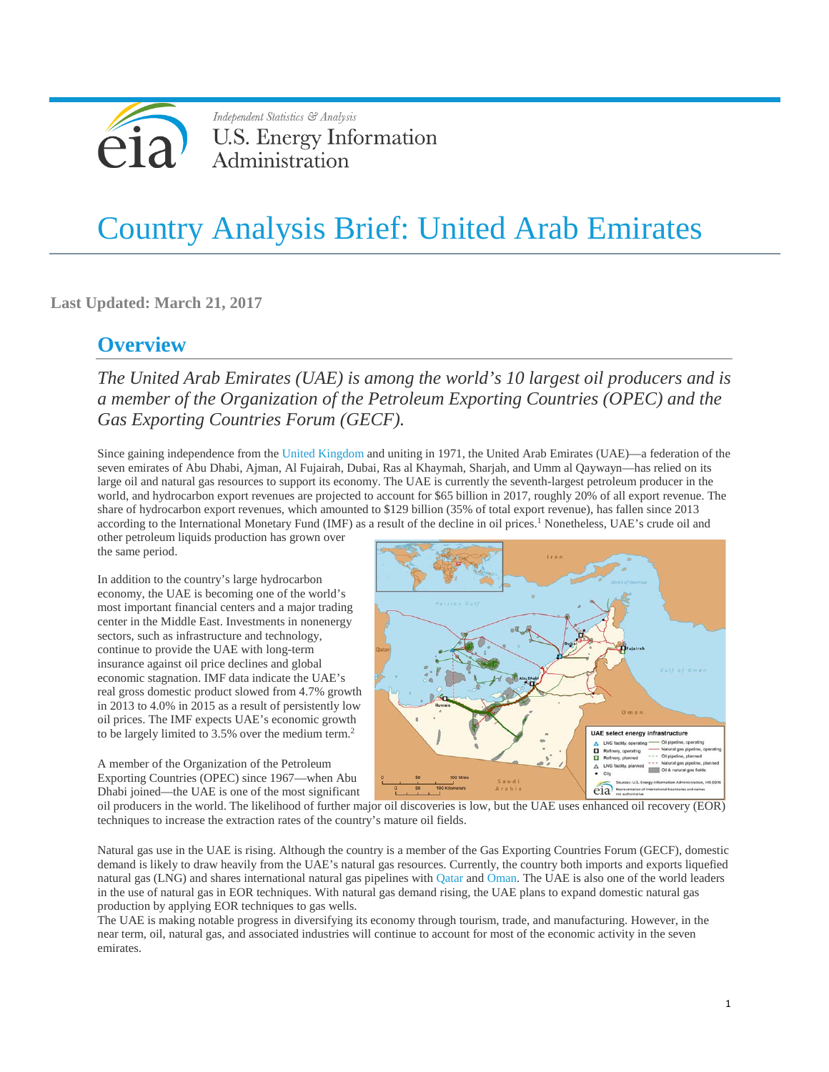Independent Statistics & Analysis

U.S. Energy Information Administration

# Country Analysis Brief: United Arab Emirates

**Last Updated: March 21, 2017**

## Overview

*The United Arab Emirates (UAE) is among the world's 10 largest oil producers and is a member of the Organization of the Petroleum Exporting Countries (OPEC) and the Gas Exporting Countries Forum (GECF).*

Since gaining independence from the United Kingdom and uniting in 1971, the United Arab Emirates (UAE)—a federation of the seven emirates of Abu Dhabi, Ajman, Al Fujairah, Dubai, Ras al Khaymah, Sharjah, and Umm al Qaywayn—has relied on its large oil and natural gas resources to support its economy. The UAE is currently the seventh-largest petroleum producer in the world, and hydrocarbon export revenues are projected to account for $65 billion in 2017, roughly 20% of all export revenue. The share of hydrocarbon export revenues, which amounted to $129 billion (35% of total export revenue), has fallen since 2013 according to the International Monetary Fund (IMF) as a result of the decline in oil prices.[1] Nonetheless, UAE's crude oil and other petroleum liquids production has grown over the same period.

In addition to the country's large hydrocarbon economy, the UAE is becoming one of the world's most important financial centers and a major trading center in the Middle East. Investments in nonenergy sectors, such as infrastructure and technology, continue to provide the UAE with long-term insurance against oil price declines and global economic stagnation. IMF data indicate the UAE's real gross domestic product slowed from 4.7% growth in 2013 to 4.0% in 2015 as a result of persistently low oil prices. The IMF expects UAE's economic growth to be largely limited to 3.5% over the medium term.[2]

A member of the Organization of the Petroleum Exporting Countries (OPEC) since 1967—when Abu Dhabi joined—the UAE is one of the most significant oil producers in the world. The likelihood of further major oil discoveries is low, but the UAE uses enhanced oil recovery (EOR) techniques to increase the extraction rates of the country's mature oil fields.

Natural gas use in the UAE is rising. Although the country is a member of the Gas Exporting Countries Forum (GECF), domestic demand is likely to draw heavily from the UAE's natural gas resources. Currently, the country both imports and exports liquefied natural gas (LNG) and shares international natural gas pipelines with Qatar and Oman. The UAE is also one of the world leaders in the use of natural gas in EOR techniques. With natural gas demand rising, the UAE plans to expand domestic natural gas production by applying EOR techniques to gas wells.

The UAE is making notable progress in diversifying its economy through tourism, trade, and manufacturing. However, in the near term, oil, natural gas, and associated industries will continue to account for most of the economic activity in the seven emirates.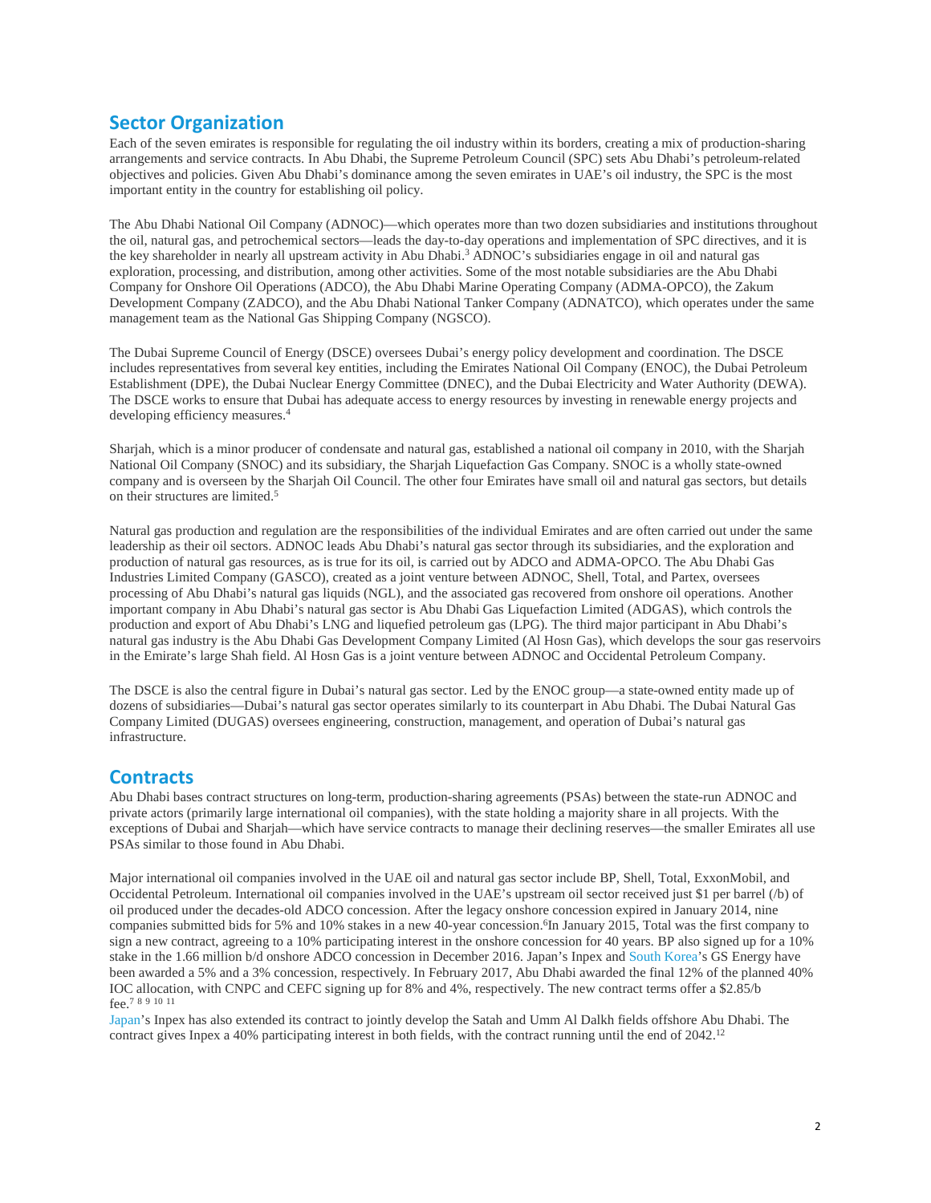## Sector Organization

Each of the seven emirates is responsible for regulating the oil industry within its borders, creating a mix of production-sharing arrangements and service contracts. In Abu Dhabi, the Supreme Petroleum Council (SPC) sets Abu Dhabi's petroleum-related objectives and policies. Given Abu Dhabi's dominance among the seven emirates in UAE's oil industry, the SPC is the most important entity in the country for establishing oil policy.

The Abu Dhabi National Oil Company (ADNOC)—which operates more than two dozen subsidiaries and institutions throughout the oil, natural gas, and petrochemical sectors—leads the day-to-day operations and implementation of SPC directives, and it is the key shareholder in nearly all upstream activity in Abu Dhabi.[3] ADNOC's subsidiaries engage in oil and natural gas exploration, processing, and distribution, among other activities. Some of the most notable subsidiaries are the Abu Dhabi Company for Onshore Oil Operations (ADCO), the Abu Dhabi Marine Operating Company (ADMA-OPCO), the Zakum Development Company (ZADCO), and the Abu Dhabi National Tanker Company (ADNATCO), which operates under the same management team as the National Gas Shipping Company (NGSCO).

The Dubai Supreme Council of Energy (DSCE) oversees Dubai's energy policy development and coordination. The DSCE includes representatives from several key entities, including the Emirates National Oil Company (ENOC), the Dubai Petroleum Establishment (DPE), the Dubai Nuclear Energy Committee (DNEC), and the Dubai Electricity and Water Authority (DEWA). The DSCE works to ensure that Dubai has adequate access to energy resources by investing in renewable energy projects and developing efficiency measures.[4]

Sharjah, which is a minor producer of condensate and natural gas, established a national oil company in 2010, with the Sharjah National Oil Company (SNOC) and its subsidiary, the Sharjah Liquefaction Gas Company. SNOC is a wholly state-owned company and is overseen by the Sharjah Oil Council. The other four Emirates have small oil and natural gas sectors, but details on their structures are limited.[5]

Natural gas production and regulation are the responsibilities of the individual Emirates and are often carried out under the same leadership as their oil sectors. ADNOC leads Abu Dhabi's natural gas sector through its subsidiaries, and the exploration and production of natural gas resources, as is true for its oil, is carried out by ADCO and ADMA-OPCO. The Abu Dhabi Gas Industries Limited Company (GASCO), created as a joint venture between ADNOC, Shell, Total, and Partex, oversees processing of Abu Dhabi's natural gas liquids (NGL), and the associated gas recovered from onshore oil operations. Another important company in Abu Dhabi's natural gas sector is Abu Dhabi Gas Liquefaction Limited (ADGAS), which controls the production and export of Abu Dhabi's LNG and liquefied petroleum gas (LPG). The third major participant in Abu Dhabi's natural gas industry is the Abu Dhabi Gas Development Company Limited (Al Hosn Gas), which develops the sour gas reservoirs in the Emirate's large Shah field. Al Hosn Gas is a joint venture between ADNOC and Occidental Petroleum Company.

The DSCE is also the central figure in Dubai's natural gas sector. Led by the ENOC group—a state-owned entity made up of dozens of subsidiaries—Dubai's natural gas sector operates similarly to its counterpart in Abu Dhabi. The Dubai Natural Gas Company Limited (DUGAS) oversees engineering, construction, management, and operation of Dubai's natural gas infrastructure.

## Contracts

Abu Dhabi bases contract structures on long-term, production-sharing agreements (PSAs) between the state-run ADNOC and private actors (primarily large international oil companies), with the state holding a majority share in all projects. With the exceptions of Dubai and Sharjah—which have service contracts to manage their declining reserves—the smaller Emirates all use PSAs similar to those found in Abu Dhabi.

Major international oil companies involved in the UAE oil and natural gas sector include BP, Shell, Total, ExxonMobil, and Occidental Petroleum. International oil companies involved in the UAE's upstream oil sector received just $1 per barrel (/b) of oil produced under the decades-old ADCO concession. After the legacy onshore concession expired in January 2014, nine companies submitted bids for 5% and 10% stakes in a new 40-year concession.[6] In January 2015, Total was the first company to sign a new contract, agreeing to a 10% participating interest in the onshore concession for 40 years. BP also signed up for a 10% stake in the 1.66 million b/d onshore ADCO concession in December 2016. Japan's Inpex and South Korea's GS Energy have been awarded a 5% and a 3% concession, respectively. In February 2017, Abu Dhabi awarded the final 12% of the planned 40% IOC allocation, with CNPC and CEFC signing up for 8% and 4%, respectively. The new contract terms offer a $2.85/b fee.[7] [8] [9] [10] [11]

Japan's Inpex has also extended its contract to jointly develop the Satah and Umm Al Dalkh fields offshore Abu Dhabi. The contract gives Inpex a 40% participating interest in both fields, with the contract running until the end of 2042.[12]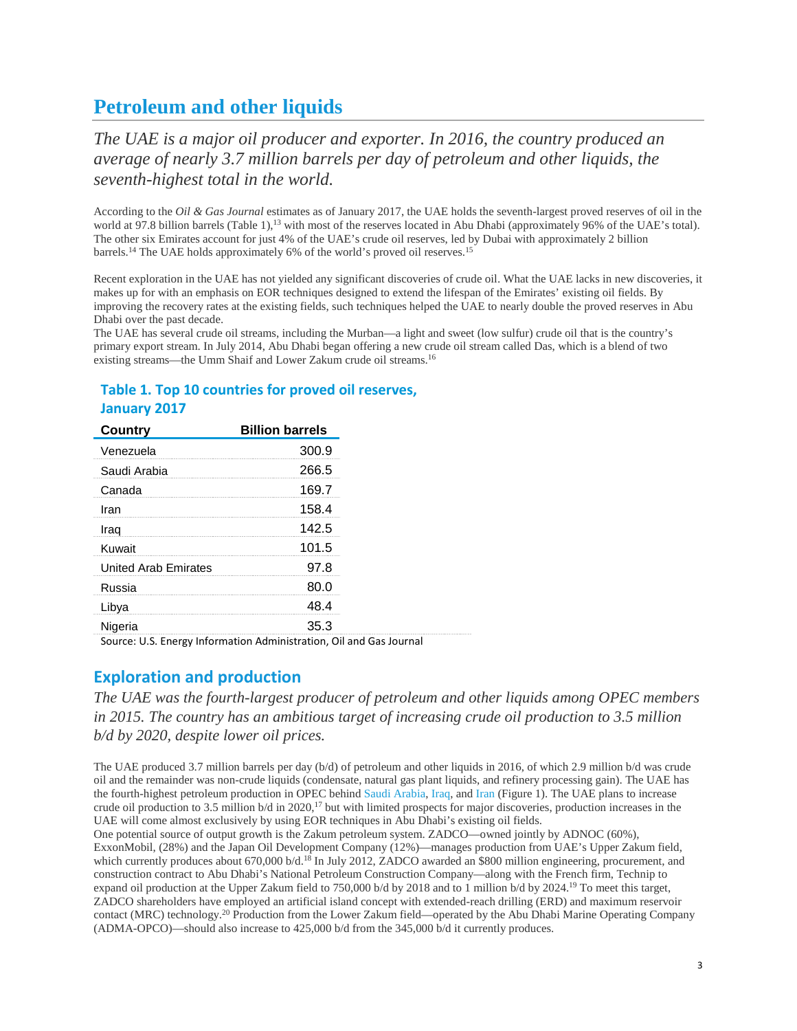# Petroleum and other liquids

*The UAE is a major oil producer and exporter. In 2016, the country produced an average of nearly 3.7 million barrels per day of petroleum and other liquids, the seventh-highest total in the world.*

According to the *Oil & Gas Journal* estimates as of January 2017, the UAE holds the seventh-largest proved reserves of oil in the world at 97.8 billion barrels (Table 1),[13] with most of the reserves located in Abu Dhabi (approximately 96% of the UAE's total). The other six Emirates account for just 4% of the UAE's crude oil reserves, led by Dubai with approximately 2 billion barrels.[14] The UAE holds approximately 6% of the world's proved oil reserves.[15]

Recent exploration in the UAE has not yielded any significant discoveries of crude oil. What the UAE lacks in new discoveries, it makes up for with an emphasis on EOR techniques designed to extend the lifespan of the Emirates' existing oil fields. By improving the recovery rates at the existing fields, such techniques helped the UAE to nearly double the proved reserves in Abu Dhabi over the past decade.

The UAE has several crude oil streams, including the Murban—a light and sweet (low sulfur) crude oil that is the country's primary export stream. In July 2014, Abu Dhabi began offering a new crude oil stream called Das, which is a blend of two existing streams—the Umm Shaif and Lower Zakum crude oil streams.[16]

### Table 1. Top 10 countries for proved oil reserves, January 2017

| Country | Billion barrels |
|---|---|
| Venezuela | 300.9 |
| Saudi Arabia | 266.5 |
| Canada | 169.7 |
| Iran | 158.4 |
| Iraq | 142.5 |
| Kuwait | 101.5 |
| United Arab Emirates | 97.8 |
| Russia | 80.0 |
| Libya | 48.4 |
| Nigeria | 35.3 |

Source: U.S. Energy Information Administration, Oil and Gas Journal

## Exploration and production

*The UAE was the fourth-largest producer of petroleum and other liquids among OPEC members in 2015. The country has an ambitious target of increasing crude oil production to 3.5 million b/d by 2020, despite lower oil prices.*

The UAE produced 3.7 million barrels per day (b/d) of petroleum and other liquids in 2016, of which 2.9 million b/d was crude oil and the remainder was non-crude liquids (condensate, natural gas plant liquids, and refinery processing gain). The UAE has the fourth-highest petroleum production in OPEC behind Saudi Arabia, Iraq, and Iran (Figure 1). The UAE plans to increase crude oil production to 3.5 million b/d in 2020,[17] but with limited prospects for major discoveries, production increases in the UAE will come almost exclusively by using EOR techniques in Abu Dhabi's existing oil fields.

One potential source of output growth is the Zakum petroleum system. ZADCO—owned jointly by ADNOC (60%), ExxonMobil, (28%) and the Japan Oil Development Company (12%)—manages production from UAE's Upper Zakum field, which currently produces about 670,000 b/d.[18] In July 2012, ZADCO awarded an $800 million engineering, procurement, and construction contract to Abu Dhabi's National Petroleum Construction Company—along with the French firm, Technip to expand oil production at the Upper Zakum field to 750,000 b/d by 2018 and to 1 million b/d by 2024.[19] To meet this target, ZADCO shareholders have employed an artificial island concept with extended-reach drilling (ERD) and maximum reservoir contact (MRC) technology.[20] Production from the Lower Zakum field—operated by the Abu Dhabi Marine Operating Company (ADMA-OPCO)—should also increase to 425,000 b/d from the 345,000 b/d it currently produces.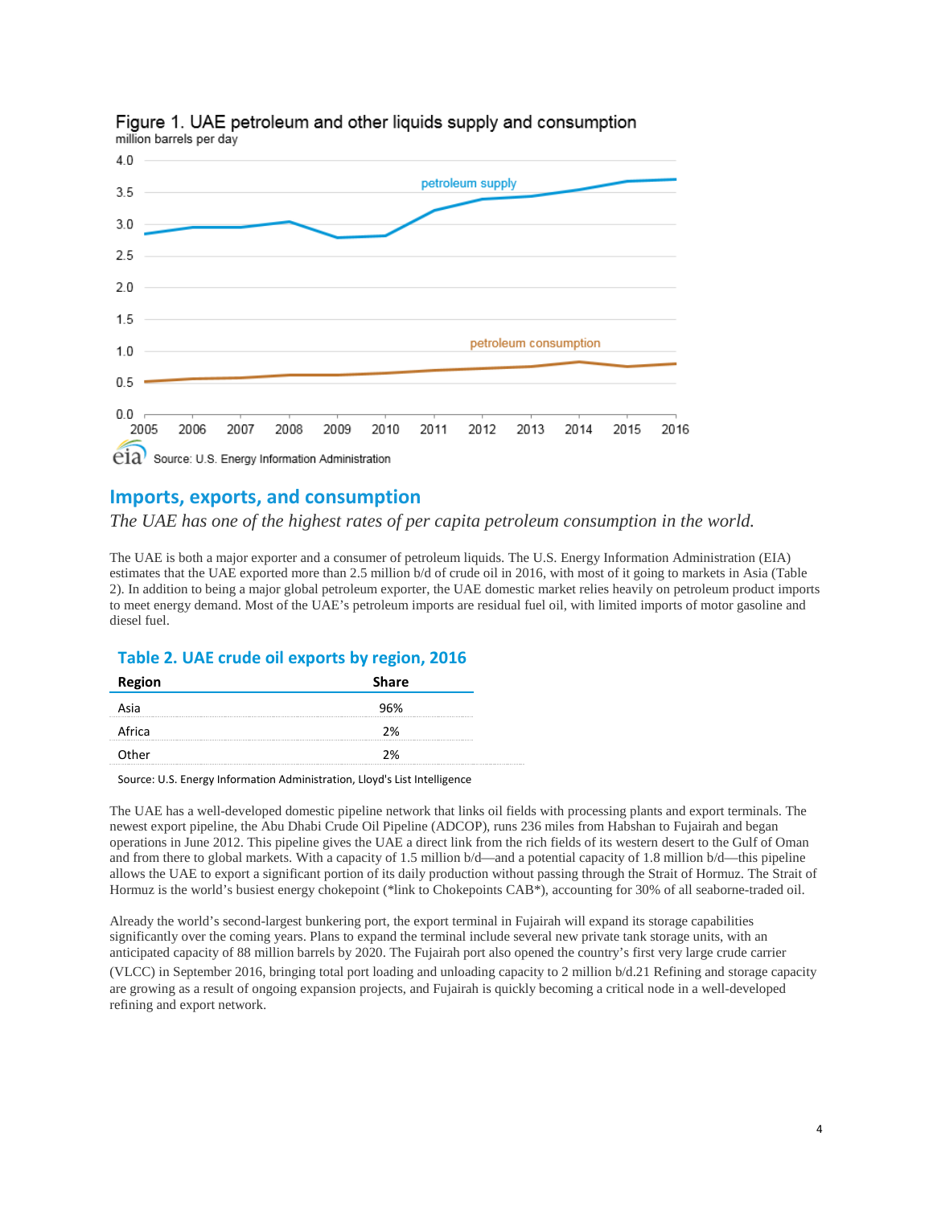Figure 1. UAE petroleum and other liquids supply and consumption
million barrels per day

Source: U.S. Energy Information Administration

## Imports, exports, and consumption

*The UAE has one of the highest rates of per capita petroleum consumption in the world.*

The UAE is both a major exporter and a consumer of petroleum liquids. The U.S. Energy Information Administration (EIA) estimates that the UAE exported more than 2.5 million b/d of crude oil in 2016, with most of it going to markets in Asia (Table 2). In addition to being a major global petroleum exporter, the UAE domestic market relies heavily on petroleum product imports to meet energy demand. Most of the UAE's petroleum imports are residual fuel oil, with limited imports of motor gasoline and diesel fuel.

### Table 2. UAE crude oil exports by region, 2016

| Region | Share |
| --- | --- |
| Asia | 96% |
| Africa | 2% |
| Other | 2% |

Source: U.S. Energy Information Administration, Lloyd's List Intelligence

The UAE has a well-developed domestic pipeline network that links oil fields with processing plants and export terminals. The newest export pipeline, the Abu Dhabi Crude Oil Pipeline (ADCOP), runs 236 miles from Habshan to Fujairah and began operations in June 2012. This pipeline gives the UAE a direct link from the rich fields of its western desert to the Gulf of Oman and from there to global markets. With a capacity of 1.5 million b/d—and a potential capacity of 1.8 million b/d—this pipeline allows the UAE to export a significant portion of its daily production without passing through the Strait of Hormuz. The Strait of Hormuz is the world's busiest energy chokepoint (*link to Chokepoints CAB*), accounting for 30% of all seaborne-traded oil.

Already the world's second-largest bunkering port, the export terminal in Fujairah will expand its storage capabilities significantly over the coming years. Plans to expand the terminal include several new private tank storage units, with an anticipated capacity of 88 million barrels by 2020. The Fujairah port also opened the country's first very large crude carrier (VLCC) in September 2016, bringing total port loading and unloading capacity to 2 million b/d.[21] Refining and storage capacity are growing as a result of ongoing expansion projects, and Fujairah is quickly becoming a critical node in a well-developed refining and export network.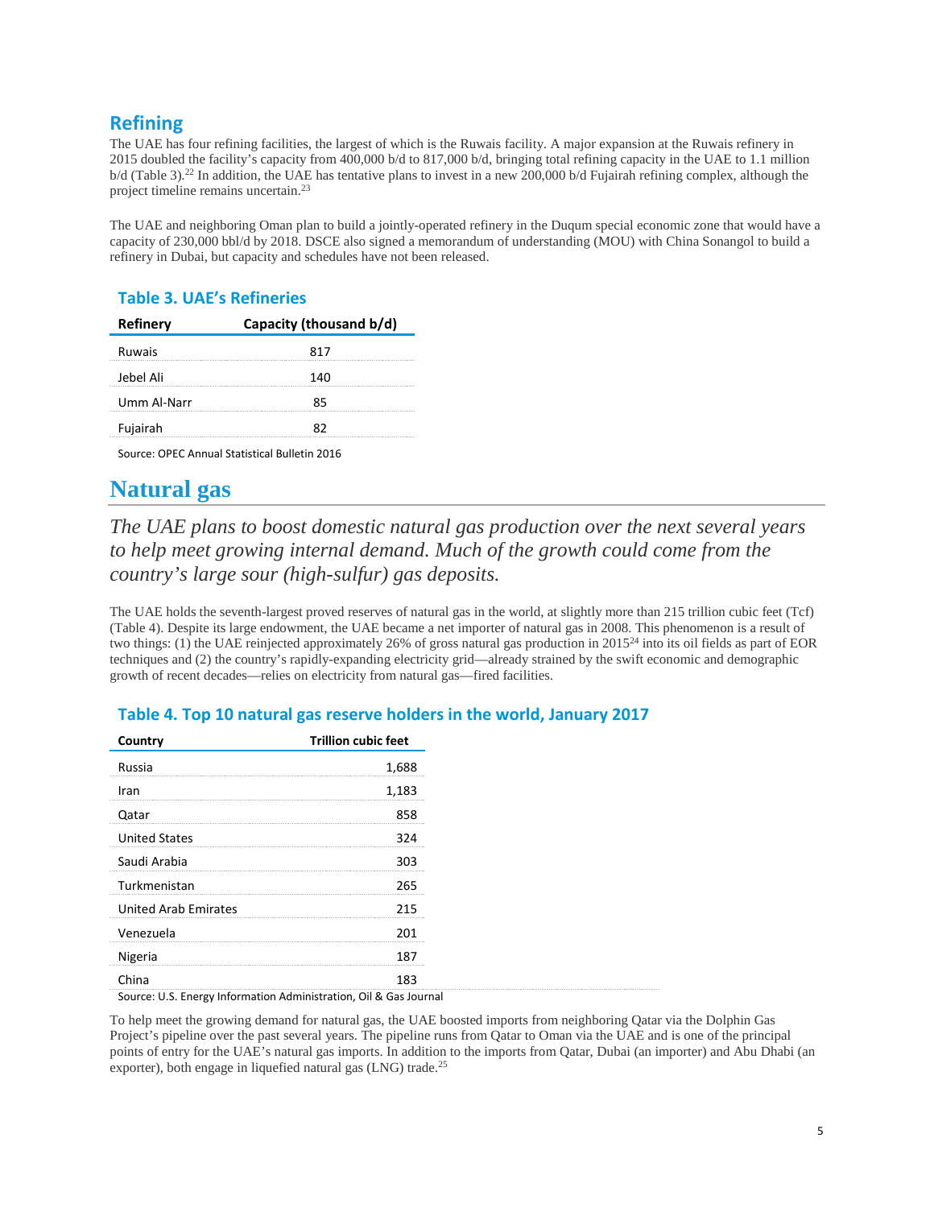## Refining

The UAE has four refining facilities, the largest of which is the Ruwais facility. A major expansion at the Ruwais refinery in 2015 doubled the facility's capacity from 400,000 b/d to 817,000 b/d, bringing total refining capacity in the UAE to 1.1 million b/d (Table 3).[22] In addition, the UAE has tentative plans to invest in a new 200,000 b/d Fujairah refining complex, although the project timeline remains uncertain.[23]

The UAE and neighboring Oman plan to build a jointly-operated refinery in the Duqum special economic zone that would have a capacity of 230,000 bbl/d by 2018. DSCE also signed a memorandum of understanding (MOU) with China Sonangol to build a refinery in Dubai, but capacity and schedules have not been released.

### Table 3. UAE's Refineries

| Refinery | Capacity (thousand b/d) |
|---|---|
| Ruwais | 817 |
| Jebel Ali | 140 |
| Umm Al-Narr | 85 |
| Fujairah | 82 |

Source: OPEC Annual Statistical Bulletin 2016

# Natural gas

*The UAE plans to boost domestic natural gas production over the next several years to help meet growing internal demand. Much of the growth could come from the country's large sour (high-sulfur) gas deposits.*

The UAE holds the seventh-largest proved reserves of natural gas in the world, at slightly more than 215 trillion cubic feet (Tcf) (Table 4). Despite its large endowment, the UAE became a net importer of natural gas in 2008. This phenomenon is a result of two things: (1) the UAE reinjected approximately 26% of gross natural gas production in 2015[24] into its oil fields as part of EOR techniques and (2) the country's rapidly-expanding electricity grid—already strained by the swift economic and demographic growth of recent decades—relies on electricity from natural gas—fired facilities.

### Table 4. Top 10 natural gas reserve holders in the world, January 2017

| Country | Trillion cubic feet |
|---|---|
| Russia | 1,688 |
| Iran | 1,183 |
| Qatar | 858 |
| United States | 324 |
| Saudi Arabia | 303 |
| Turkmenistan | 265 |
| United Arab Emirates | 215 |
| Venezuela | 201 |
| Nigeria | 187 |
| China | 183 |

Source: U.S. Energy Information Administration, Oil & Gas Journal

To help meet the growing demand for natural gas, the UAE boosted imports from neighboring Qatar via the Dolphin Gas Project's pipeline over the past several years. The pipeline runs from Qatar to Oman via the UAE and is one of the principal points of entry for the UAE's natural gas imports. In addition to the imports from Qatar, Dubai (an importer) and Abu Dhabi (an exporter), both engage in liquefied natural gas (LNG) trade.[25]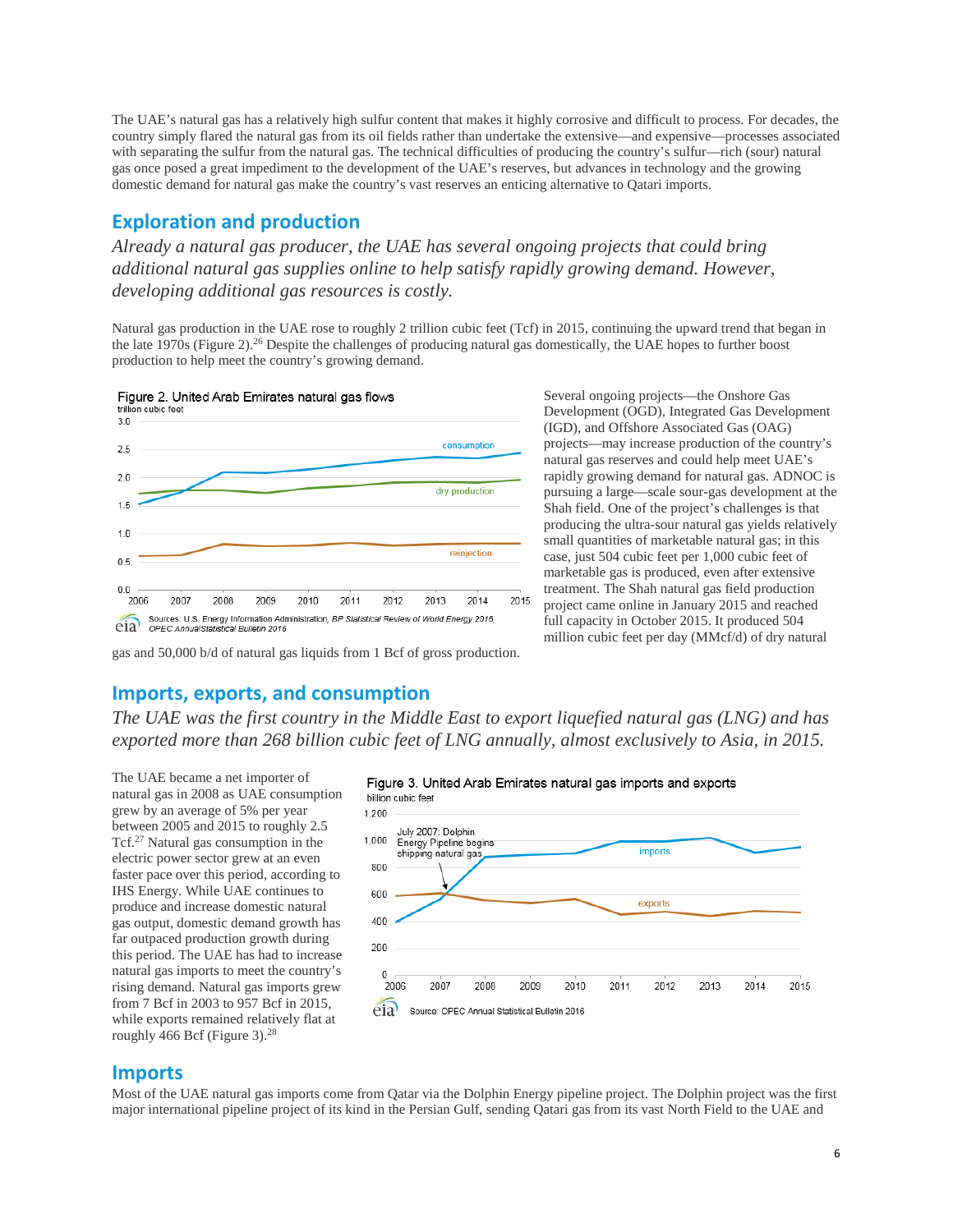The UAE's natural gas has a relatively high sulfur content that makes it highly corrosive and difficult to process. For decades, the country simply flared the natural gas from its oil fields rather than undertake the extensive—and expensive—processes associated with separating the sulfur from the natural gas. The technical difficulties of producing the country's sulfur—rich (sour) natural gas once posed a great impediment to the development of the UAE's reserves, but advances in technology and the growing domestic demand for natural gas make the country's vast reserves an enticing alternative to Qatari imports.

## Exploration and production

*Already a natural gas producer, the UAE has several ongoing projects that could bring additional natural gas supplies online to help satisfy rapidly growing demand. However, developing additional gas resources is costly.*

Natural gas production in the UAE rose to roughly 2 trillion cubic feet (Tcf) in 2015, continuing the upward trend that began in the late 1970s (Figure 2).[26] Despite the challenges of producing natural gas domestically, the UAE hopes to further boost production to help meet the country's growing demand.

Figure 2. United Arab Emirates natural gas flows

Sources: U.S. Energy Information Administration, *BP Statistical Review of World Energy 2016*, *OPEC Annual Statistical Bulletin 2016*

Several ongoing projects—the Onshore Gas Development (OGD), Integrated Gas Development (IGD), and Offshore Associated Gas (OAG) projects—may increase production of the country's natural gas reserves and could help meet UAE's rapidly growing demand for natural gas. ADNOC is pursuing a large—scale sour-gas development at the Shah field. One of the project's challenges is that producing the ultra-sour natural gas yields relatively small quantities of marketable natural gas; in this case, just 504 cubic feet per 1,000 cubic feet of marketable gas is produced, even after extensive treatment. The Shah natural gas field production project came online in January 2015 and reached full capacity in October 2015. It produced 504 million cubic feet per day (MMcf/d) of dry natural gas and 50,000 b/d of natural gas liquids from 1 Bcf of gross production.

## Imports, exports, and consumption

*The UAE was the first country in the Middle East to export liquefied natural gas (LNG) and has exported more than 268 billion cubic feet of LNG annually, almost exclusively to Asia, in 2015.*

The UAE became a net importer of natural gas in 2008 as UAE consumption grew by an average of 5% per year between 2005 and 2015 to roughly 2.5 Tcf.[27] Natural gas consumption in the electric power sector grew at an even faster pace over this period, according to IHS Energy. While UAE continues to produce and increase domestic natural gas output, domestic demand for natural gas has far outpaced production growth during this period. The UAE has had to increase natural gas imports to meet the country's rising demand. Natural gas imports grew from 7 Bcf in 2003 to 957 Bcf in 2015, while exports remained relatively flat at roughly 466 Bcf (Figure 3).[28]

Figure 3. United Arab Emirates natural gas imports and exports

Source: OPEC Annual Statistical Bulletin 2016

## Imports

Most of the UAE natural gas imports come from Qatar via the Dolphin Energy pipeline project. The Dolphin project was the first major international pipeline project of its kind in the Persian Gulf, sending Qatari gas from its vast North Field to the UAE and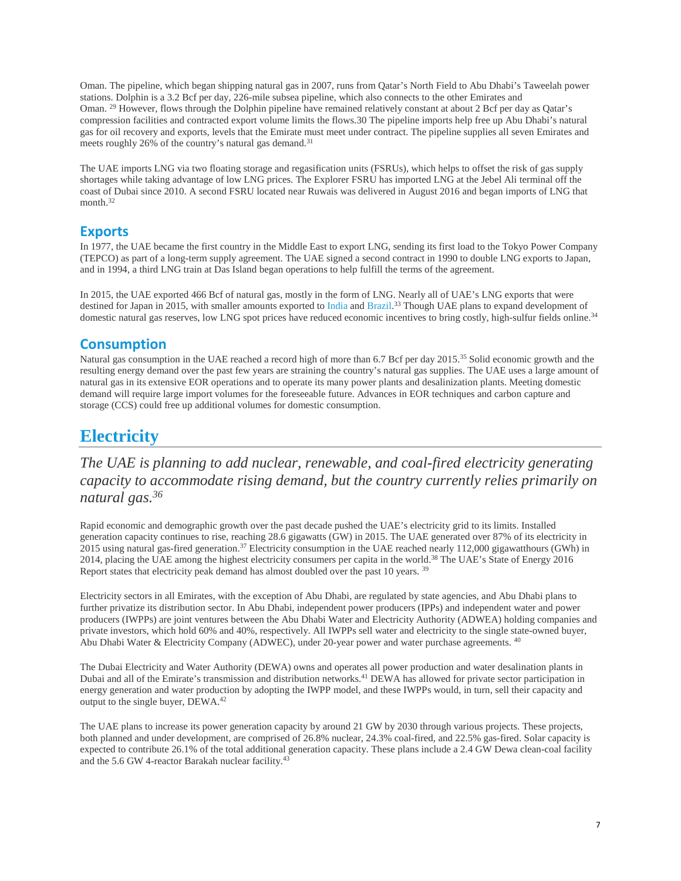Oman. The pipeline, which began shipping natural gas in 2007, runs from Qatar's North Field to Abu Dhabi's Taweelah power stations. Dolphin is a 3.2 Bcf per day, 226-mile subsea pipeline, which also connects to the other Emirates and Oman. [29] However, flows through the Dolphin pipeline have remained relatively constant at about 2 Bcf per day as Qatar's compression facilities and contracted export volume limits the flows.30 The pipeline imports help free up Abu Dhabi's natural gas for oil recovery and exports, levels that the Emirate must meet under contract. The pipeline supplies all seven Emirates and meets roughly 26% of the country's natural gas demand.[31]

The UAE imports LNG via two floating storage and regasification units (FSRUs), which helps to offset the risk of gas supply shortages while taking advantage of low LNG prices. The Explorer FSRU has imported LNG at the Jebel Ali terminal off the coast of Dubai since 2010. A second FSRU located near Ruwais was delivered in August 2016 and began imports of LNG that month.[32]

## Exports

In 1977, the UAE became the first country in the Middle East to export LNG, sending its first load to the Tokyo Power Company (TEPCO) as part of a long-term supply agreement. The UAE signed a second contract in 1990 to double LNG exports to Japan, and in 1994, a third LNG train at Das Island began operations to help fulfill the terms of the agreement.

In 2015, the UAE exported 466 Bcf of natural gas, mostly in the form of LNG. Nearly all of UAE's LNG exports that were destined for Japan in 2015, with smaller amounts exported to India and Brazil.[33] Though UAE plans to expand development of domestic natural gas reserves, low LNG spot prices have reduced economic incentives to bring costly, high-sulfur fields online.[34]

## Consumption

Natural gas consumption in the UAE reached a record high of more than 6.7 Bcf per day 2015.[35] Solid economic growth and the resulting energy demand over the past few years are straining the country's natural gas supplies. The UAE uses a large amount of natural gas in its extensive EOR operations and to operate its many power plants and desalinization plants. Meeting domestic demand will require large import volumes for the foreseeable future. Advances in EOR techniques and carbon capture and storage (CCS) could free up additional volumes for domestic consumption.

# Electricity

*The UAE is planning to add nuclear, renewable, and coal-fired electricity generating capacity to accommodate rising demand, but the country currently relies primarily on natural gas.[36]*

Rapid economic and demographic growth over the past decade pushed the UAE's electricity grid to its limits. Installed generation capacity continues to rise, reaching 28.6 gigawatts (GW) in 2015. The UAE generated over 87% of its electricity in 2015 using natural gas-fired generation.[37] Electricity consumption in the UAE reached nearly 112,000 gigawatthours (GWh) in 2014, placing the UAE among the highest electricity consumers per capita in the world.[38] The UAE's State of Energy 2016 Report states that electricity peak demand has almost doubled over the past 10 years. [39]

Electricity sectors in all Emirates, with the exception of Abu Dhabi, are regulated by state agencies, and Abu Dhabi plans to further privatize its distribution sector. In Abu Dhabi, independent power producers (IPPs) and independent water and power producers (IWPPs) are joint ventures between the Abu Dhabi Water and Electricity Authority (ADWEA) holding companies and private investors, which hold 60% and 40%, respectively. All IWPPs sell water and electricity to the single state-owned buyer, Abu Dhabi Water & Electricity Company (ADWEC), under 20-year power and water purchase agreements. [40]

The Dubai Electricity and Water Authority (DEWA) owns and operates all power production and water desalination plants in Dubai and all of the Emirate's transmission and distribution networks.[41] DEWA has allowed for private sector participation in energy generation and water production by adopting the IWPP model, and these IWPPs would, in turn, sell their capacity and output to the single buyer, DEWA.[42]

The UAE plans to increase its power generation capacity by around 21 GW by 2030 through various projects. These projects, both planned and under development, are comprised of 26.8% nuclear, 24.3% coal-fired, and 22.5% gas-fired. Solar capacity is expected to contribute 26.1% of the total additional generation capacity. These plans include a 2.4 GW Dewa clean-coal facility and the 5.6 GW 4-reactor Barakah nuclear facility.[43]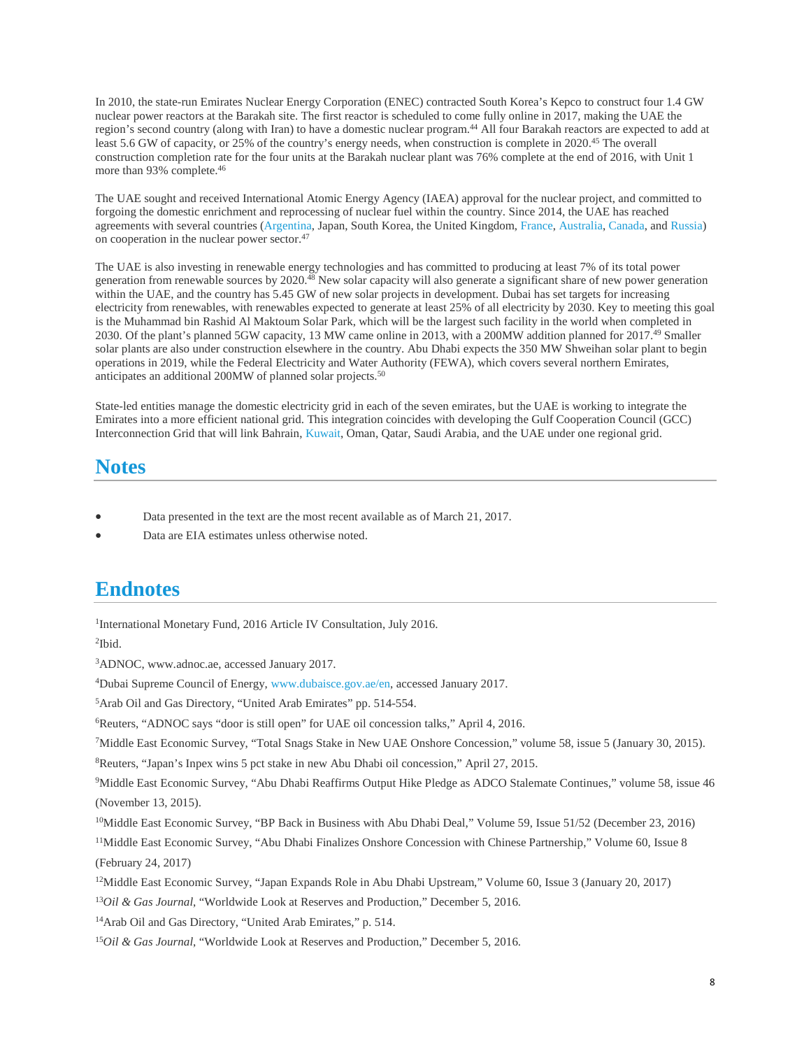In 2010, the state-run Emirates Nuclear Energy Corporation (ENEC) contracted South Korea's Kepco to construct four 1.4 GW nuclear power reactors at the Barakah site. The first reactor is scheduled to come fully online in 2017, making the UAE the region's second country (along with Iran) to have a domestic nuclear program.[44] All four Barakah reactors are expected to add at least 5.6 GW of capacity, or 25% of the country's energy needs, when construction is complete in 2020.[45] The overall construction completion rate for the four units at the Barakah nuclear plant was 76% complete at the end of 2016, with Unit 1 more than 93% complete.[46]

The UAE sought and received International Atomic Energy Agency (IAEA) approval for the nuclear project, and committed to forgoing the domestic enrichment and reprocessing of nuclear fuel within the country. Since 2014, the UAE has reached agreements with several countries (Argentina, Japan, South Korea, the United Kingdom, France, Australia, Canada, and Russia) on cooperation in the nuclear power sector.[47]

The UAE is also investing in renewable energy technologies and has committed to producing at least 7% of its total power generation from renewable sources by 2020.[48] New solar capacity will also generate a significant share of new power generation within the UAE, and the country has 5.45 GW of new solar projects in development. Dubai has set targets for increasing electricity from renewables, with renewables expected to generate at least 25% of all electricity by 2030. Key to meeting this goal is the Muhammad bin Rashid Al Maktoum Solar Park, which will be the largest such facility in the world when completed in 2030. Of the plant's planned 5GW capacity, 13 MW came online in 2013, with a 200MW addition planned for 2017.[49] Smaller solar plants are also under construction elsewhere in the country. Abu Dhabi expects the 350 MW Shweihan solar plant to begin operations in 2019, while the Federal Electricity and Water Authority (FEWA), which covers several northern Emirates, anticipates an additional 200MW of planned solar projects.[50]

State-led entities manage the domestic electricity grid in each of the seven emirates, but the UAE is working to integrate the Emirates into a more efficient national grid. This integration coincides with developing the Gulf Cooperation Council (GCC) Interconnection Grid that will link Bahrain, Kuwait, Oman, Qatar, Saudi Arabia, and the UAE under one regional grid.

## Notes

- Data presented in the text are the most recent available as of March 21, 2017.
- Data are EIA estimates unless otherwise noted.

## Endnotes

[1]International Monetary Fund, 2016 Article IV Consultation, July 2016.

[2]Ibid.

[3]ADNOC, www.adnoc.ae, accessed January 2017.

[4]Dubai Supreme Council of Energy, www.dubaisce.gov.ae/en, accessed January 2017.

[5]Arab Oil and Gas Directory, "United Arab Emirates" pp. 514-554.

[6]Reuters, "ADNOC says "door is still open" for UAE oil concession talks," April 4, 2016.

[7]Middle East Economic Survey, "Total Snags Stake in New UAE Onshore Concession," volume 58, issue 5 (January 30, 2015).

[8]Reuters, "Japan's Inpex wins 5 pct stake in new Abu Dhabi oil concession," April 27, 2015.

[9]Middle East Economic Survey, "Abu Dhabi Reaffirms Output Hike Pledge as ADCO Stalemate Continues," volume 58, issue 46 (November 13, 2015).

[10]Middle East Economic Survey, "BP Back in Business with Abu Dhabi Deal," Volume 59, Issue 51/52 (December 23, 2016)

[11]Middle East Economic Survey, "Abu Dhabi Finalizes Onshore Concession with Chinese Partnership," Volume 60, Issue 8 (February 24, 2017)

[12]Middle East Economic Survey, "Japan Expands Role in Abu Dhabi Upstream," Volume 60, Issue 3 (January 20, 2017)

[13]*Oil & Gas Journal*, "Worldwide Look at Reserves and Production," December 5, 2016.

[14]Arab Oil and Gas Directory, "United Arab Emirates," p. 514.

[15]*Oil & Gas Journal*, "Worldwide Look at Reserves and Production," December 5, 2016.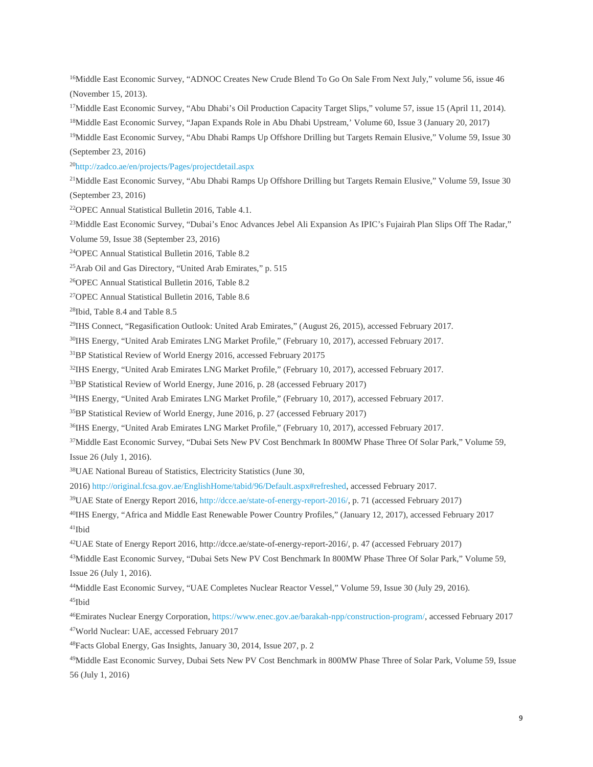[16]Middle East Economic Survey, "ADNOC Creates New Crude Blend To Go On Sale From Next July," volume 56, issue 46 (November 15, 2013).

[17]Middle East Economic Survey, "Abu Dhabi's Oil Production Capacity Target Slips," volume 57, issue 15 (April 11, 2014).

[18]Middle East Economic Survey, "Japan Expands Role in Abu Dhabi Upstream,' Volume 60, Issue 3 (January 20, 2017)

[19]Middle East Economic Survey, "Abu Dhabi Ramps Up Offshore Drilling but Targets Remain Elusive," Volume 59, Issue 30 (September 23, 2016)

[20]http://zadco.ae/en/projects/Pages/projectdetail.aspx

[21]Middle East Economic Survey, "Abu Dhabi Ramps Up Offshore Drilling but Targets Remain Elusive," Volume 59, Issue 30 (September 23, 2016)

[22]OPEC Annual Statistical Bulletin 2016, Table 4.1.

[23]Middle East Economic Survey, "Dubai's Enoc Advances Jebel Ali Expansion As IPIC's Fujairah Plan Slips Off The Radar," Volume 59, Issue 38 (September 23, 2016)

[24]OPEC Annual Statistical Bulletin 2016, Table 8.2

[25]Arab Oil and Gas Directory, "United Arab Emirates," p. 515

[26]OPEC Annual Statistical Bulletin 2016, Table 8.2

[27]OPEC Annual Statistical Bulletin 2016, Table 8.6

[28]Ibid, Table 8.4 and Table 8.5

[29]IHS Connect, "Regasification Outlook: United Arab Emirates," (August 26, 2015), accessed February 2017.

[30]IHS Energy, "United Arab Emirates LNG Market Profile," (February 10, 2017), accessed February 2017.

[31]BP Statistical Review of World Energy 2016, accessed February 20175

[32]IHS Energy, "United Arab Emirates LNG Market Profile," (February 10, 2017), accessed February 2017.

[33]BP Statistical Review of World Energy, June 2016, p. 28 (accessed February 2017)

[34]IHS Energy, "United Arab Emirates LNG Market Profile," (February 10, 2017), accessed February 2017.

[35]BP Statistical Review of World Energy, June 2016, p. 27 (accessed February 2017)

[36]IHS Energy, "United Arab Emirates LNG Market Profile," (February 10, 2017), accessed February 2017.

[37]Middle East Economic Survey, "Dubai Sets New PV Cost Benchmark In 800MW Phase Three Of Solar Park," Volume 59, Issue 26 (July 1, 2016).

[38]UAE National Bureau of Statistics, Electricity Statistics (June 30, 2016) http://original.fcsa.gov.ae/EnglishHome/tabid/96/Default.aspx#refreshed, accessed February 2017.

[39]UAE State of Energy Report 2016, http://dcce.ae/state-of-energy-report-2016/, p. 71 (accessed February 2017)

[40]IHS Energy, "Africa and Middle East Renewable Power Country Profiles," (January 12, 2017), accessed February 2017

[41]Ibid

[42]UAE State of Energy Report 2016, http://dcce.ae/state-of-energy-report-2016/, p. 47 (accessed February 2017)

[43]Middle East Economic Survey, "Dubai Sets New PV Cost Benchmark In 800MW Phase Three Of Solar Park," Volume 59, Issue 26 (July 1, 2016).

[44]Middle East Economic Survey, "UAE Completes Nuclear Reactor Vessel," Volume 59, Issue 30 (July 29, 2016).

[45]Ibid

[46]Emirates Nuclear Energy Corporation, https://www.enec.gov.ae/barakah-npp/construction-program/, accessed February 2017

[47]World Nuclear: UAE, accessed February 2017

[48]Facts Global Energy, Gas Insights, January 30, 2014, Issue 207, p. 2

[49]Middle East Economic Survey, Dubai Sets New PV Cost Benchmark in 800MW Phase Three of Solar Park, Volume 59, Issue 56 (July 1, 2016)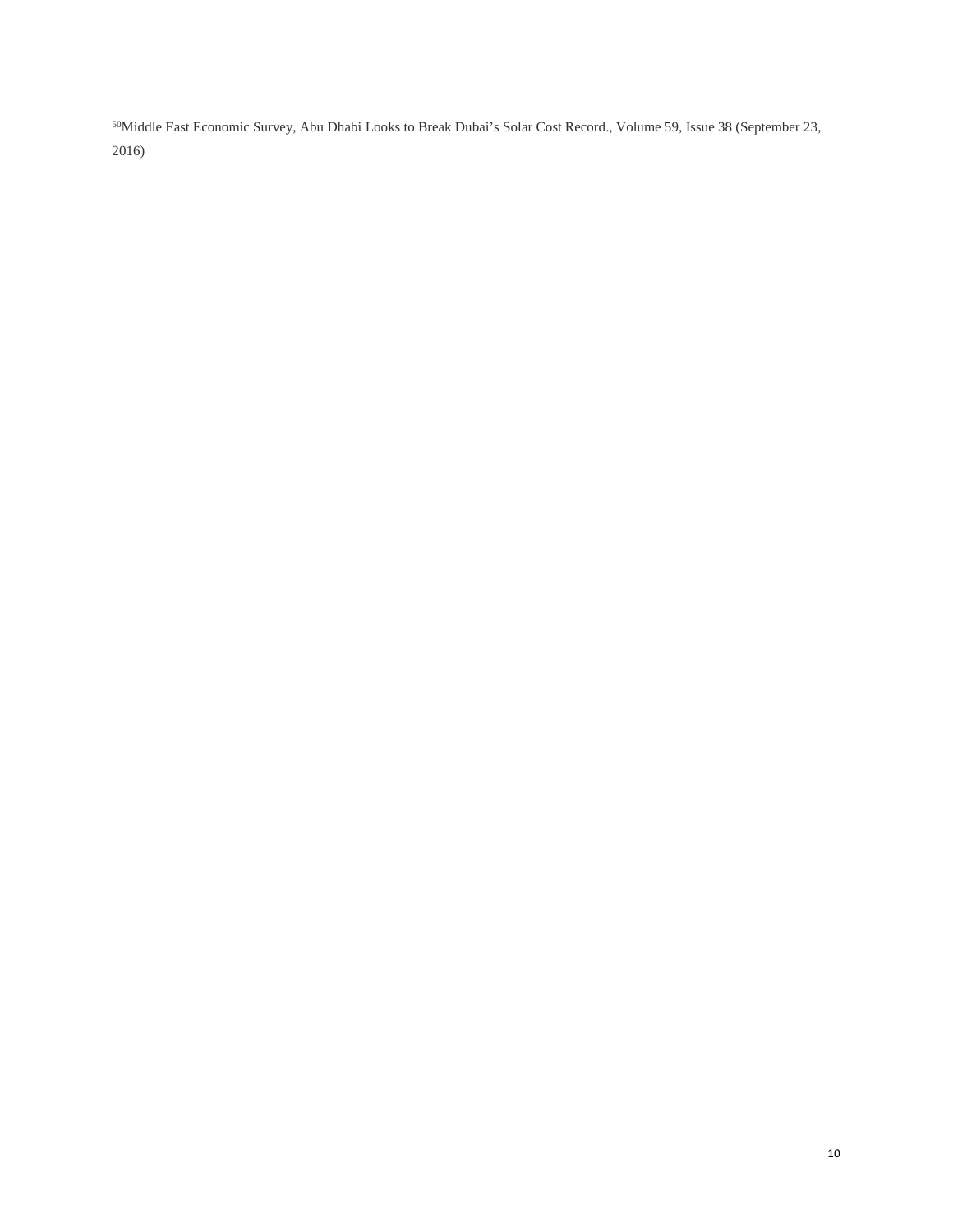[50]Middle East Economic Survey, Abu Dhabi Looks to Break Dubai's Solar Cost Record., Volume 59, Issue 38 (September 23, 2016)